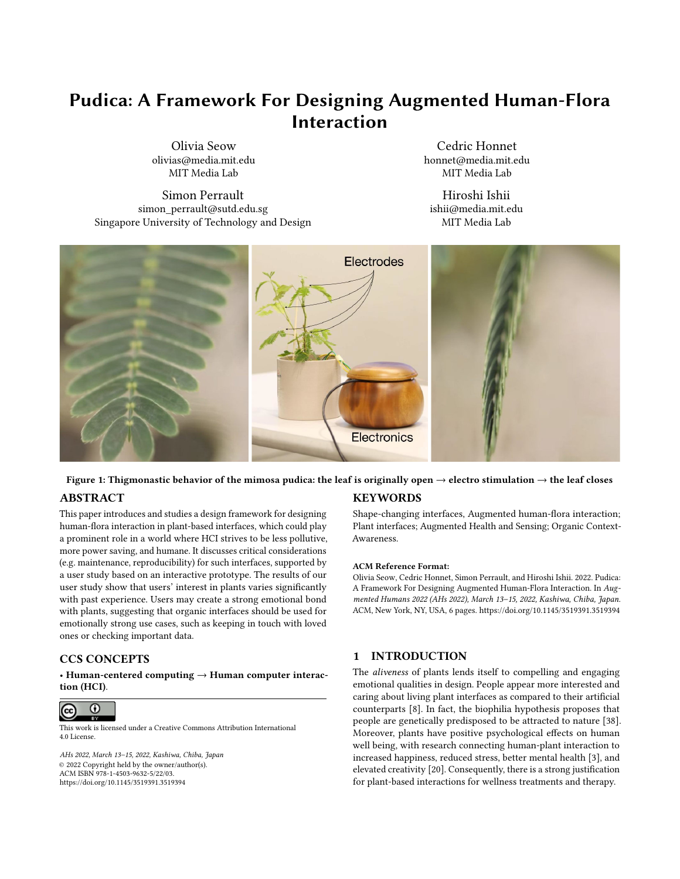# Pudica: A Framework For Designing Augmented Human-Flora Interaction

Olivia Seow
olivias@media.mit.edu
MIT Media Lab

Cedric Honnet
honnet@media.mit.edu
MIT Media Lab

Simon Perrault
simon_perrault@sutd.edu.sg
Singapore University of Technology and Design

Hiroshi Ishii
ishii@media.mit.edu
MIT Media Lab

**Figure 1: Thigmonastic behavior of the mimosa pudica: the leaf is originally open → electro stimulation → the leaf closes**

## ABSTRACT

This paper introduces and studies a design framework for designing human-flora interaction in plant-based interfaces, which could play a prominent role in a world where HCI strives to be less pollutive, more power saving, and humane. It discusses critical considerations (e.g. maintenance, reproducibility) for such interfaces, supported by a user study based on an interactive prototype. The results of our user study show that users' interest in plants varies significantly with past experience. Users may create a strong emotional bond with plants, suggesting that organic interfaces should be used for emotionally strong use cases, such as keeping in touch with loved ones or checking important data.

## CCS CONCEPTS

• **Human-centered computing → Human computer interaction (HCI)**.

This work is licensed under a Creative Commons Attribution International 4.0 License.

*AHs 2022, March 13–15, 2022, Kashiwa, Chiba, Japan*
© 2022 Copyright held by the owner/author(s).
ACM ISBN 978-1-4503-9632-5/22/03.
https://doi.org/10.1145/3519391.3519394

## KEYWORDS

Shape-changing interfaces, Augmented human-flora interaction; Plant interfaces; Augmented Health and Sensing; Organic Context-Awareness.

**ACM Reference Format:**
Olivia Seow, Cedric Honnet, Simon Perrault, and Hiroshi Ishii. 2022. Pudica: A Framework For Designing Augmented Human-Flora Interaction. In *Augmented Humans 2022 (AHs 2022), March 13–15, 2022, Kashiwa, Chiba, Japan.* ACM, New York, NY, USA, 6 pages. https://doi.org/10.1145/3519391.3519394

## 1 INTRODUCTION

The *aliveness* of plants lends itself to compelling and engaging emotional qualities in design. People appear more interested and caring about living plant interfaces as compared to their artificial counterparts [8]. In fact, the biophilia hypothesis proposes that people are genetically predisposed to be attracted to nature [38]. Moreover, plants have positive psychological effects on human well being, with research connecting human-plant interaction to increased happiness, reduced stress, better mental health [3], and elevated creativity [20]. Consequently, there is a strong justification for plant-based interactions for wellness treatments and therapy.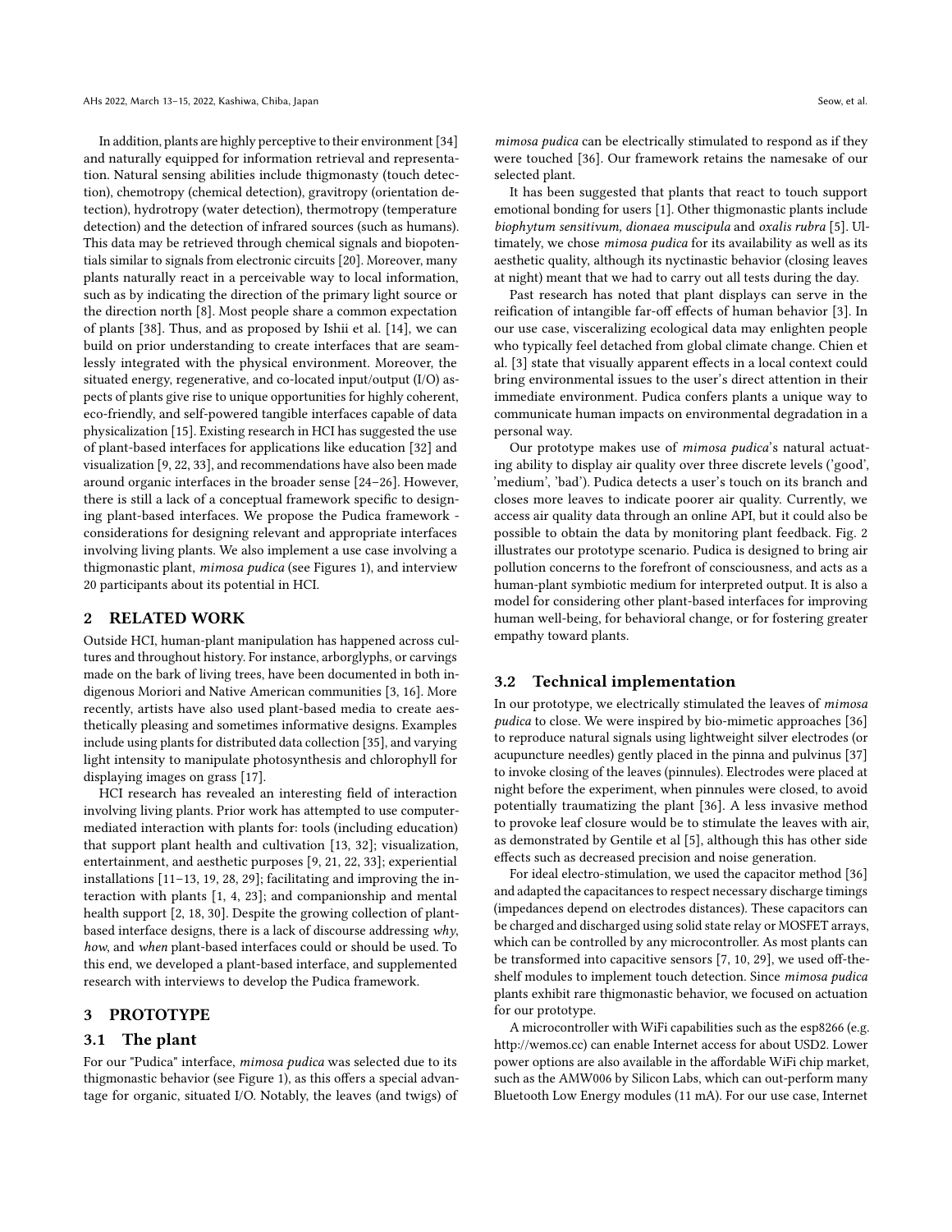In addition, plants are highly perceptive to their environment [34] and naturally equipped for information retrieval and representation. Natural sensing abilities include thigmonasty (touch detection), chemotropy (chemical detection), gravitropy (orientation detection), hydrotropy (water detection), thermotropy (temperature detection) and the detection of infrared sources (such as humans). This data may be retrieved through chemical signals and biopotentials similar to signals from electronic circuits [20]. Moreover, many plants naturally react in a perceivable way to local information, such as by indicating the direction of the primary light source or the direction north [8]. Most people share a common expectation of plants [38]. Thus, and as proposed by Ishii et al. [14], we can build on prior understanding to create interfaces that are seamlessly integrated with the physical environment. Moreover, the situated energy, regenerative, and co-located input/output (I/O) aspects of plants give rise to unique opportunities for highly coherent, eco-friendly, and self-powered tangible interfaces capable of data physicalization [15]. Existing research in HCI has suggested the use of plant-based interfaces for applications like education [32] and visualization [9, 22, 33], and recommendations have also been made around organic interfaces in the broader sense [24–26]. However, there is still a lack of a conceptual framework specific to designing plant-based interfaces. We propose the Pudica framework - considerations for designing relevant and appropriate interfaces involving living plants. We also implement a use case involving a thigmonastic plant, *mimosa pudica* (see Figures 1), and interview 20 participants about its potential in HCI.

## 2 RELATED WORK

Outside HCI, human-plant manipulation has happened across cultures and throughout history. For instance, arborglyphs, or carvings made on the bark of living trees, have been documented in both indigenous Moriori and Native American communities [3, 16]. More recently, artists have also used plant-based media to create aesthetically pleasing and sometimes informative designs. Examples include using plants for distributed data collection [35], and varying light intensity to manipulate photosynthesis and chlorophyll for displaying images on grass [17].

HCI research has revealed an interesting field of interaction involving living plants. Prior work has attempted to use computer-mediated interaction with plants for: tools (including education) that support plant health and cultivation [13, 32]; visualization, entertainment, and aesthetic purposes [9, 21, 22, 33]; experiential installations [11–13, 19, 28, 29]; facilitating and improving the interaction with plants [1, 4, 23]; and companionship and mental health support [2, 18, 30]. Despite the growing collection of plant-based interface designs, there is a lack of discourse addressing *why*, *how*, and *when* plant-based interfaces could or should be used. To this end, we developed a plant-based interface, and supplemented research with interviews to develop the Pudica framework.

## 3 PROTOTYPE

### 3.1 The plant

For our "Pudica" interface, *mimosa pudica* was selected due to its thigmonastic behavior (see Figure 1), as this offers a special advantage for organic, situated I/O. Notably, the leaves (and twigs) of *mimosa pudica* can be electrically stimulated to respond as if they were touched [36]. Our framework retains the namesake of our selected plant.

It has been suggested that plants that react to touch support emotional bonding for users [1]. Other thigmonastic plants include *biophytum sensitivum, dionaea muscipula* and *oxalis rubra* [5]. Ultimately, we chose *mimosa pudica* for its availability as well as its aesthetic quality, although its nyctinastic behavior (closing leaves at night) meant that we had to carry out all tests during the day.

Past research has noted that plant displays can serve in the reification of intangible far-off effects of human behavior [3]. In our use case, visceralizing ecological data may enlighten people who typically feel detached from global climate change. Chien et al. [3] state that visually apparent effects in a local context could bring environmental issues to the user's direct attention in their immediate environment. Pudica confers plants a unique way to communicate human impacts on environmental degradation in a personal way.

Our prototype makes use of *mimosa pudica*'s natural actuating ability to display air quality over three discrete levels ('good', 'medium', 'bad'). Pudica detects a user's touch on its branch and closes more leaves to indicate poorer air quality. Currently, we access air quality data through an online API, but it could also be possible to obtain the data by monitoring plant feedback. Fig. 2 illustrates our prototype scenario. Pudica is designed to bring air pollution concerns to the forefront of consciousness, and acts as a human-plant symbiotic medium for interpreted output. It is also a model for considering other plant-based interfaces for improving human well-being, for behavioral change, or for fostering greater empathy toward plants.

### 3.2 Technical implementation

In our prototype, we electrically stimulated the leaves of *mimosa pudica* to close. We were inspired by bio-mimetic approaches [36] to reproduce natural signals using lightweight silver electrodes (or acupuncture needles) gently placed in the pinna and pulvinus [37] to invoke closing of the leaves (pinnules). Electrodes were placed at night before the experiment, when pinnules were closed, to avoid potentially traumatizing the plant [36]. A less invasive method to provoke leaf closure would be to stimulate the leaves with air, as demonstrated by Gentile et al [5], although this has other side effects such as decreased precision and noise generation.

For ideal electro-stimulation, we used the capacitor method [36] and adapted the capacitances to respect necessary discharge timings (impedances depend on electrodes distances). These capacitors can be charged and discharged using solid state relay or MOSFET arrays, which can be controlled by any microcontroller. As most plants can be transformed into capacitive sensors [7, 10, 29], we used off-the-shelf modules to implement touch detection. Since *mimosa pudica* plants exhibit rare thigmonastic behavior, we focused on actuation for our prototype.

A microcontroller with WiFi capabilities such as the esp8266 (e.g. http://wemos.cc) can enable Internet access for about USD2. Lower power options are also available in the affordable WiFi chip market, such as the AMW006 by Silicon Labs, which can out-perform many Bluetooth Low Energy modules (11 mA). For our use case, Internet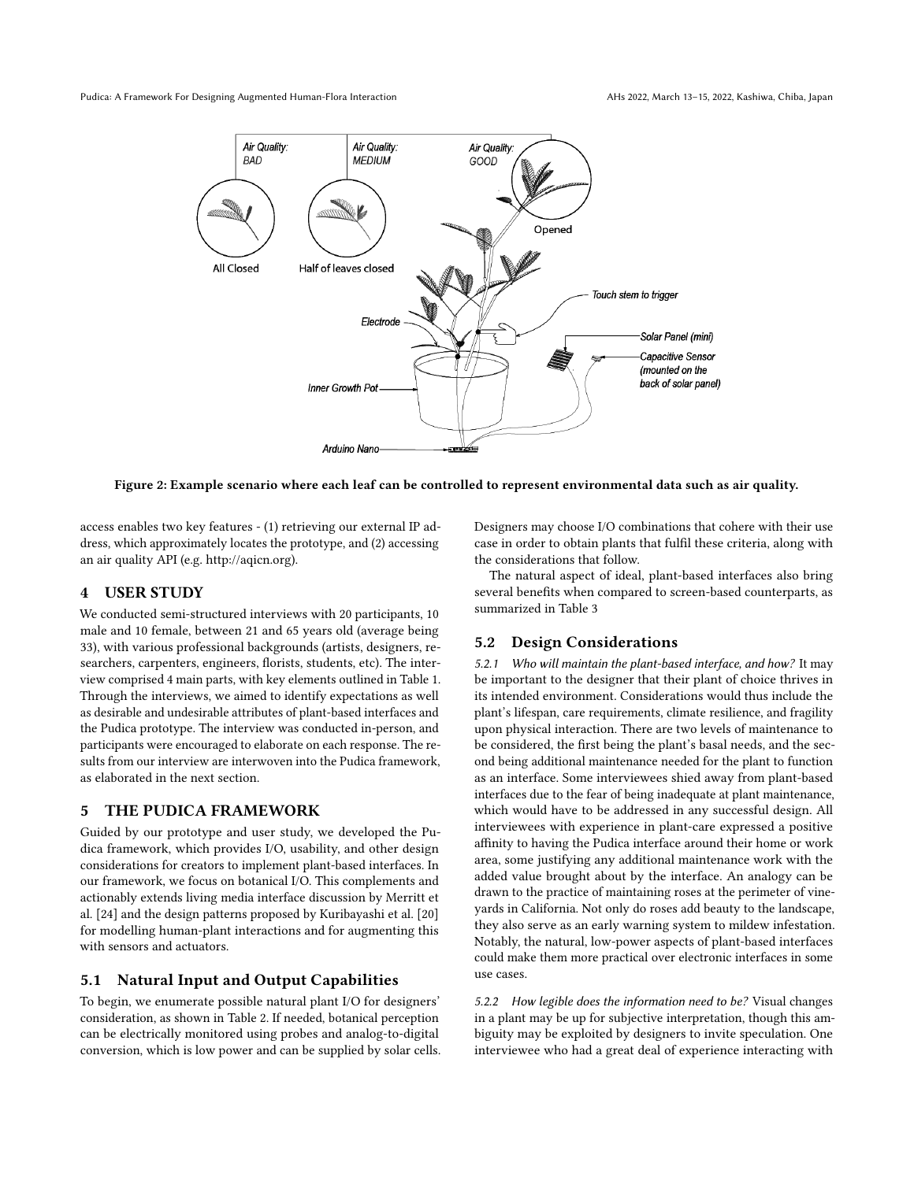Figure 2: Example scenario where each leaf can be controlled to represent environmental data such as air quality.

access enables two key features - (1) retrieving our external IP address, which approximately locates the prototype, and (2) accessing an air quality API (e.g. http://aqicn.org).

## 4 USER STUDY

We conducted semi-structured interviews with 20 participants, 10 male and 10 female, between 21 and 65 years old (average being 33), with various professional backgrounds (artists, designers, researchers, carpenters, engineers, florists, students, etc). The interview comprised 4 main parts, with key elements outlined in Table 1. Through the interviews, we aimed to identify expectations as well as desirable and undesirable attributes of plant-based interfaces and the Pudica prototype. The interview was conducted in-person, and participants were encouraged to elaborate on each response. The results from our interview are interwoven into the Pudica framework, as elaborated in the next section.

## 5 THE PUDICA FRAMEWORK

Guided by our prototype and user study, we developed the Pudica framework, which provides I/O, usability, and other design considerations for creators to implement plant-based interfaces. In our framework, we focus on botanical I/O. This complements and actionably extends living media interface discussion by Merritt et al. [24] and the design patterns proposed by Kuribayashi et al. [20] for modelling human-plant interactions and for augmenting this with sensors and actuators.

### 5.1 Natural Input and Output Capabilities

To begin, we enumerate possible natural plant I/O for designers' consideration, as shown in Table 2. If needed, botanical perception can be electrically monitored using probes and analog-to-digital conversion, which is low power and can be supplied by solar cells. Designers may choose I/O combinations that cohere with their use case in order to obtain plants that fulfil these criteria, along with the considerations that follow.

The natural aspect of ideal, plant-based interfaces also bring several benefits when compared to screen-based counterparts, as summarized in Table 3

### 5.2 Design Considerations

*5.2.1 Who will maintain the plant-based interface, and how?* It may be important to the designer that their plant of choice thrives in its intended environment. Considerations would thus include the plant's lifespan, care requirements, climate resilience, and fragility upon physical interaction. There are two levels of maintenance to be considered, the first being the plant's basal needs, and the second being additional maintenance needed for the plant to function as an interface. Some interviewees shied away from plant-based interfaces due to the fear of being inadequate at plant maintenance, which would have to be addressed in any successful design. All interviewees with experience in plant-care expressed a positive affinity to having the Pudica interface around their home or work area, some justifying any additional maintenance work with the added value brought about by the interface. An analogy can be drawn to the practice of maintaining roses at the perimeter of vineyards in California. Not only do roses add beauty to the landscape, they also serve as an early warning system to mildew infestation. Notably, the natural, low-power aspects of plant-based interfaces could make them more practical over electronic interfaces in some use cases.

*5.2.2 How legible does the information need to be?* Visual changes in a plant may be up for subjective interpretation, though this ambiguity may be exploited by designers to invite speculation. One interviewee who had a great deal of experience interacting with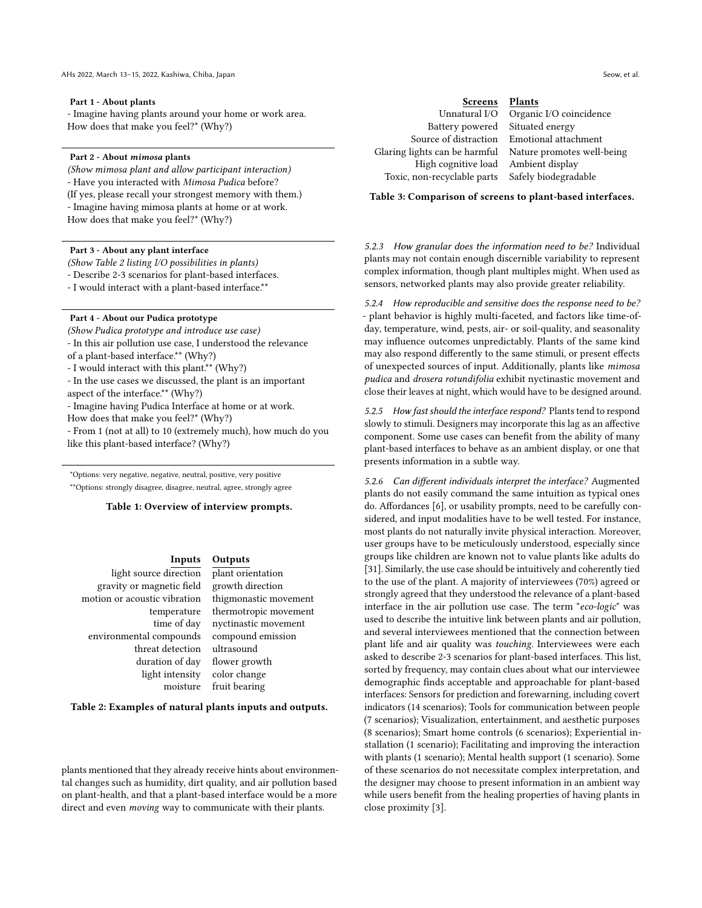**Part 1 - About plants**
- Imagine having plants around your home or work area.
How does that make you feel?* (Why?)

**Part 2 - About *mimosa* plants**
*(Show mimosa plant and allow participant interaction)*
- Have you interacted with *Mimosa Pudica* before?
(If yes, please recall your strongest memory with them.)
- Imagine having mimosa plants at home or at work.
How does that make you feel?* (Why?)

**Part 3 - About any plant interface**
*(Show Table 2 listing I/O possibilities in plants)*
- Describe 2-3 scenarios for plant-based interfaces.
- I would interact with a plant-based interface.**

**Part 4 - About our Pudica prototype**
*(Show Pudica prototype and introduce use case)*
- In this air pollution use case, I understood the relevance of a plant-based interface.** (Why?)
- I would interact with this plant.** (Why?)
- In the use cases we discussed, the plant is an important aspect of the interface.** (Why?)
- Imagine having Pudica Interface at home or at work.
How does that make you feel?* (Why?)
- From 1 (not at all) to 10 (extremely much), how much do you like this plant-based interface? (Why?)

*Options: very negative, negative, neutral, positive, very positive
**Options: strongly disagree, disagree, neutral, agree, strongly agree

**Table 1: Overview of interview prompts.**

| Inputs | Outputs |
|---|---|
| light source direction | plant orientation |
| gravity or magnetic field | growth direction |
| motion or acoustic vibration | thigmonastic movement |
| temperature | thermotropic movement |
| time of day | nyctinastic movement |
| environmental compounds | compound emission |
| threat detection | ultrasound |
| duration of day | flower growth |
| light intensity | color change |
| moisture | fruit bearing |

**Table 2: Examples of natural plants inputs and outputs.**

plants mentioned that they already receive hints about environmental changes such as humidity, dirt quality, and air pollution based on plant-health, and that a plant-based interface would be a more direct and even *moving* way to communicate with their plants.

| Screens | Plants |
|---|---|
| Unnatural I/O | Organic I/O coincidence |
| Battery powered | Situated energy |
| Source of distraction | Emotional attachment |
| Glaring lights can be harmful | Nature promotes well-being |
| High cognitive load | Ambient display |
| Toxic, non-recyclable parts | Safely biodegradable |

**Table 3: Comparison of screens to plant-based interfaces.**

*5.2.3 How granular does the information need to be?* Individual plants may not contain enough discernible variability to represent complex information, though plant multiples might. When used as sensors, networked plants may also provide greater reliability.

*5.2.4 How reproducible and sensitive does the response need to be?* - plant behavior is highly multi-faceted, and factors like time-of-day, temperature, wind, pests, air- or soil-quality, and seasonality may influence outcomes unpredictably. Plants of the same kind may also respond differently to the same stimuli, or present effects of unexpected sources of input. Additionally, plants like *mimosa pudica* and *drosera rotundifolia* exhibit nyctinastic movement and close their leaves at night, which would have to be designed around.

*5.2.5 How fast should the interface respond?* Plants tend to respond slowly to stimuli. Designers may incorporate this lag as an affective component. Some use cases can benefit from the ability of many plant-based interfaces to behave as an ambient display, or one that presents information in a subtle way.

*5.2.6 Can different individuals interpret the interface?* Augmented plants do not easily command the same intuition as typical ones do. Affordances [6], or usability prompts, need to be carefully considered, and input modalities have to be well tested. For instance, most plants do not naturally invite physical interaction. Moreover, user groups have to be meticulously understood, especially since groups like children are known not to value plants like adults do [31]. Similarly, the use case should be intuitively and coherently tied to the use of the plant. A majority of interviewees (70%) agreed or strongly agreed that they understood the relevance of a plant-based interface in the air pollution use case. The term "*eco-logic*" was used to describe the intuitive link between plants and air pollution, and several interviewees mentioned that the connection between plant life and air quality was *touching*. Interviewees were each asked to describe 2-3 scenarios for plant-based interfaces. This list, sorted by frequency, may contain clues about what our interviewee demographic finds acceptable and approachable for plant-based interfaces: Sensors for prediction and forewarning, including covert indicators (14 scenarios); Tools for communication between people (7 scenarios); Visualization, entertainment, and aesthetic purposes (8 scenarios); Smart home controls (6 scenarios); Experiential installation (1 scenario); Facilitating and improving the interaction with plants (1 scenario); Mental health support (1 scenario). Some of these scenarios do not necessitate complex interpretation, and the designer may choose to present information in an ambient way while users benefit from the healing properties of having plants in close proximity [3].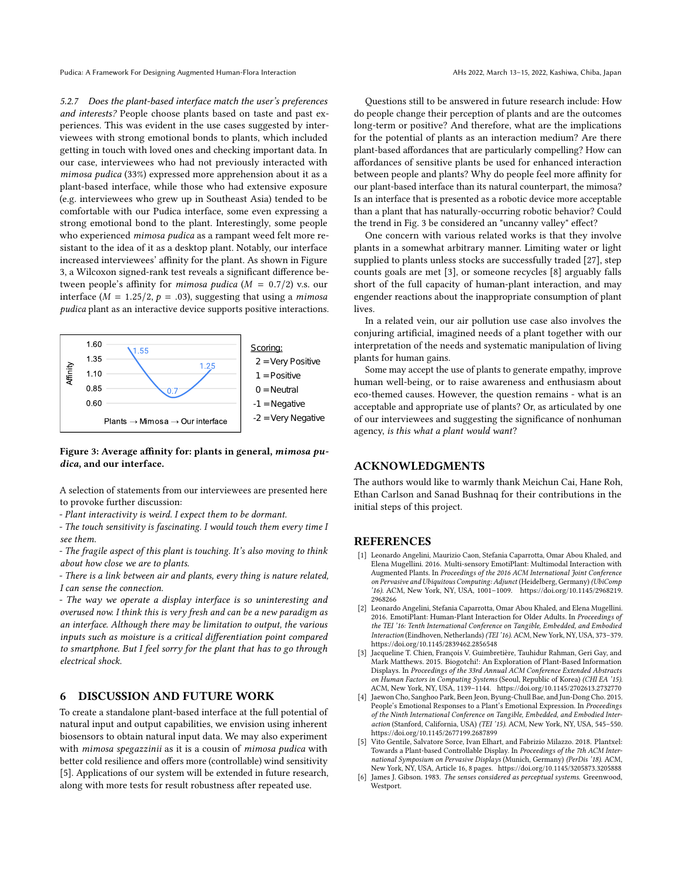*5.2.7 Does the plant-based interface match the user's preferences and interests?* People choose plants based on taste and past experiences. This was evident in the use cases suggested by interviewees with strong emotional bonds to plants, which included getting in touch with loved ones and checking important data. In our case, interviewees who had not previously interacted with *mimosa pudica* (33%) expressed more apprehension about it as a plant-based interface, while those who had extensive exposure (e.g. interviewees who grew up in Southeast Asia) tended to be comfortable with our Pudica interface, some even expressing a strong emotional bond to the plant. Interestingly, some people who experienced *mimosa pudica* as a rampant weed felt more resistant to the idea of it as a desktop plant. Notably, our interface increased interviewees' affinity for the plant. As shown in Figure 3, a Wilcoxon signed-rank test reveals a significant difference between people's affinity for *mimosa pudica* ($M = 0.7/2$) v.s. our interface ($M = 1.25/2$, $p = .03$), suggesting that using a *mimosa pudica* plant as an interactive device supports positive interactions.

Scoring:
- 2 = Very Positive
- 1 = Positive
- 0 = Neutral
- -1 = Negative
- -2 = Very Negative

**Figure 3: Average affinity for: plants in general, *mimosa pudica*, and our interface.**

A selection of statements from our interviewees are presented here to provoke further discussion:

- *Plant interactivity is weird. I expect them to be dormant.*
- *The touch sensitivity is fascinating. I would touch them every time I see them.*
- *The fragile aspect of this plant is touching. It's also moving to think about how close we are to plants.*
- *There is a link between air and plants, every thing is nature related, I can sense the connection.*
- *The way we operate a display interface is so uninteresting and overused now. I think this is very fresh and can be a new paradigm as an interface. Although there may be limitation to output, the various inputs such as moisture is a critical differentiation point compared to smartphone. But I feel sorry for the plant that has to go through electrical shock.*

## 6 DISCUSSION AND FUTURE WORK

To create a standalone plant-based interface at the full potential of natural input and output capabilities, we envision using inherent biosensors to obtain natural input data. We may also experiment with *mimosa spegazzinii* as it is a cousin of *mimosa pudica* with better cold resilience and offers more (controllable) wind sensitivity [5]. Applications of our system will be extended in future research, along with more tests for result robustness after repeated use.

Questions still to be answered in future research include: How do people change their perception of plants and are the outcomes long-term or positive? And therefore, what are the implications for the potential of plants as an interaction medium? Are there plant-based affordances that are particularly compelling? How can affordances of sensitive plants be used for enhanced interaction between people and plants? Why do people feel more affinity for our plant-based interface than its natural counterpart, the mimosa? Is an interface that is presented as a robotic device more acceptable than a plant that has naturally-occurring robotic behavior? Could the trend in Fig. 3 be considered an "uncanny valley" effect?

One concern with various related works is that they involve plants in a somewhat arbitrary manner. Limiting water or light supplied to plants unless stocks are successfully traded [27], step counts goals are met [3], or someone recycles [8] arguably falls short of the full capacity of human-plant interaction, and may engender reactions about the inappropriate consumption of plant lives.

In a related vein, our air pollution use case also involves the conjuring artificial, imagined needs of a plant together with our interpretation of the needs and systematic manipulation of living plants for human gains.

Some may accept the use of plants to generate empathy, improve human well-being, or to raise awareness and enthusiasm about eco-themed causes. However, the question remains - what is an acceptable and appropriate use of plants? Or, as articulated by one of our interviewees and suggesting the significance of nonhuman agency, *is this what a plant would want?*

## ACKNOWLEDGMENTS

The authors would like to warmly thank Meichun Cai, Hane Roh, Ethan Carlson and Sanad Bushnaq for their contributions in the initial steps of this project.

## REFERENCES

[1] Leonardo Angelini, Maurizio Caon, Stefania Caparrotta, Omar Abou Khaled, and Elena Mugellini. 2016. Multi-sensory EmotiPlant: Multimodal Interaction with Augmented Plants. In *Proceedings of the 2016 ACM International Joint Conference on Pervasive and Ubiquitous Computing: Adjunct* (Heidelberg, Germany) *(UbiComp '16)*. ACM, New York, NY, USA, 1001–1009. https://doi.org/10.1145/2968219.2968266

[2] Leonardo Angelini, Stefania Caparrotta, Omar Abou Khaled, and Elena Mugellini. 2016. EmotiPlant: Human-Plant Interaction for Older Adults. In *Proceedings of the TEI '16: Tenth International Conference on Tangible, Embedded, and Embodied Interaction* (Eindhoven, Netherlands) *(TEI '16)*. ACM, New York, NY, USA, 373–379. https://doi.org/10.1145/2839462.2856548

[3] Jacqueline T. Chien, François V. Guimbretière, Tauhidur Rahman, Geri Gay, and Mark Matthews. 2015. Biogotchi!: An Exploration of Plant-Based Information Displays. In *Proceedings of the 33rd Annual ACM Conference Extended Abstracts on Human Factors in Computing Systems* (Seoul, Republic of Korea) *(CHI EA '15)*. ACM, New York, NY, USA, 1139–1144. https://doi.org/10.1145/2702613.2732770

[4] Jaewon Cho, Sanghoo Park, Been Jeon, Byung-Chull Bae, and Jun-Dong Cho. 2015. People's Emotional Responses to a Plant's Emotional Expression. In *Proceedings of the Ninth International Conference on Tangible, Embedded, and Embodied Interaction* (Stanford, California, USA) *(TEI '15)*. ACM, New York, NY, USA, 545–550. https://doi.org/10.1145/2677199.2687899

[5] Vito Gentile, Salvatore Sorce, Ivan Elhart, and Fabrizio Milazzo. 2018. Plantxel: Towards a Plant-based Controllable Display. In *Proceedings of the 7th ACM International Symposium on Pervasive Displays* (Munich, Germany) *(PerDis '18)*. ACM, New York, NY, USA, Article 16, 8 pages. https://doi.org/10.1145/3205873.3205888

[6] James J. Gibson. 1983. *The senses considered as perceptual systems.* Greenwood, Westport.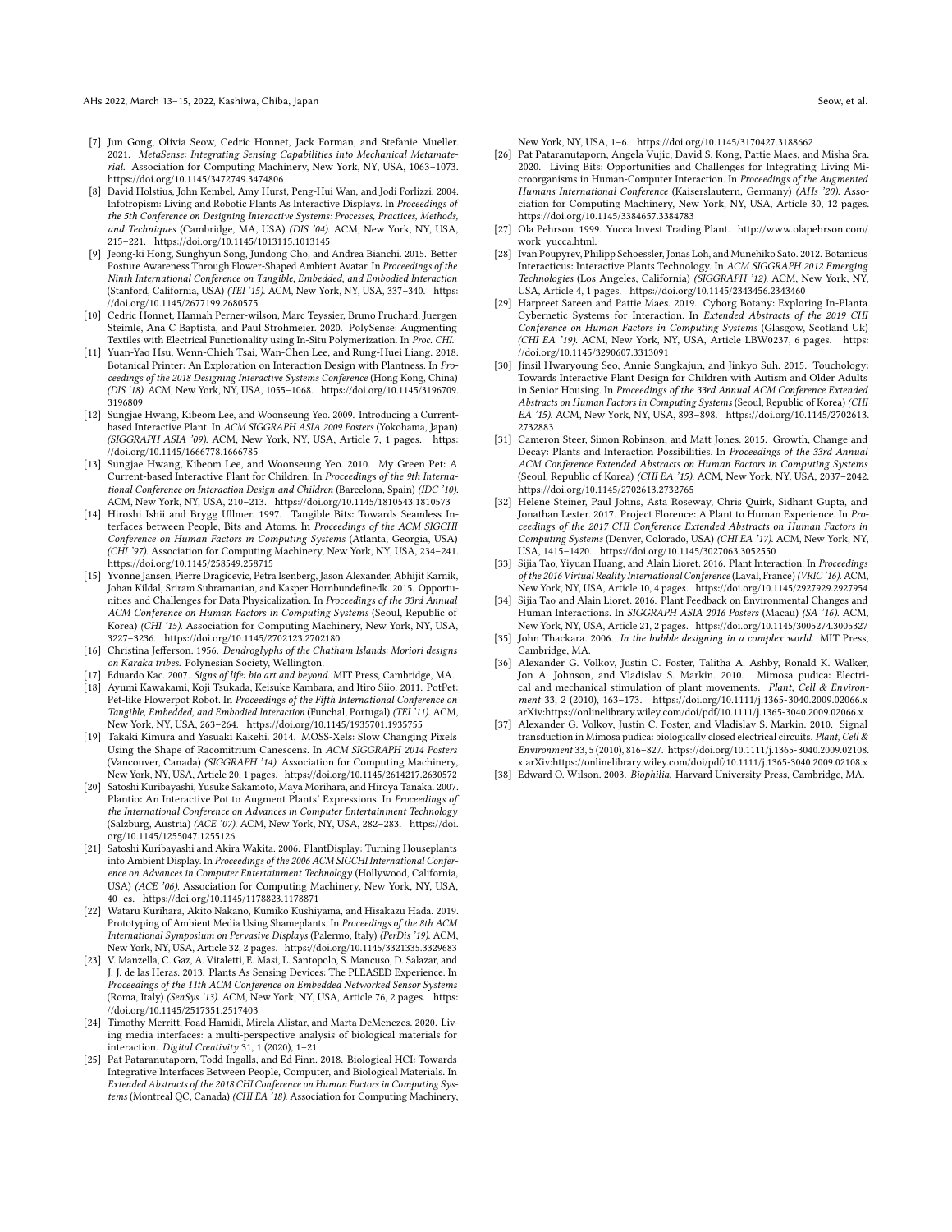[7] Jun Gong, Olivia Seow, Cedric Honnet, Jack Forman, and Stefanie Mueller. 2021. *MetaSense: Integrating Sensing Capabilities into Mechanical Metamaterial.* Association for Computing Machinery, New York, NY, USA, 1063–1073. https://doi.org/10.1145/3472749.3474806

[8] David Holstius, John Kembel, Amy Hurst, Peng-Hui Wan, and Jodi Forlizzi. 2004. Infotropism: Living and Robotic Plants As Interactive Displays. In *Proceedings of the 5th Conference on Designing Interactive Systems: Processes, Practices, Methods, and Techniques* (Cambridge, MA, USA) *(DIS '04)*. ACM, New York, NY, USA, 215–221. https://doi.org/10.1145/1013115.1013145

[9] Jeong-ki Hong, Sunghyun Song, Jundong Cho, and Andrea Bianchi. 2015. Better Posture Awareness Through Flower-Shaped Ambient Avatar. In *Proceedings of the Ninth International Conference on Tangible, Embedded, and Embodied Interaction* (Stanford, California, USA) *(TEI '15)*. ACM, New York, NY, USA, 337–340. https://doi.org/10.1145/2677199.2680575

[10] Cedric Honnet, Hannah Perner-wilson, Marc Teyssier, Bruno Fruchard, Juergen Steimle, Ana C Baptista, and Paul Strohmeier. 2020. PolySense: Augmenting Textiles with Electrical Functionality using In-Situ Polymerization. In *Proc. CHI*.

[11] Yuan-Yao Hsu, Wenn-Chieh Tsai, Wan-Chen Lee, and Rung-Huei Liang. 2018. Botanical Printer: An Exploration on Interaction Design with Plantness. In *Proceedings of the 2018 Designing Interactive Systems Conference* (Hong Kong, China) *(DIS '18)*. ACM, New York, NY, USA, 1055–1068. https://doi.org/10.1145/3196709.3196809

[12] Sungjae Hwang, Kibeom Lee, and Woonseung Yeo. 2009. Introducing a Current-based Interactive Plant. In *ACM SIGGRAPH ASIA 2009 Posters* (Yokohama, Japan) *(SIGGRAPH ASIA '09)*. ACM, New York, NY, USA, Article 7, 1 pages. https://doi.org/10.1145/1666778.1666785

[13] Sungjae Hwang, Kibeom Lee, and Woonseung Yeo. 2010. My Green Pet: A Current-based Interactive Plant for Children. In *Proceedings of the 9th International Conference on Interaction Design and Children* (Barcelona, Spain) *(IDC '10)*. ACM, New York, NY, USA, 210–213. https://doi.org/10.1145/1810543.1810573

[14] Hiroshi Ishii and Brygg Ullmer. 1997. Tangible Bits: Towards Seamless Interfaces between People, Bits and Atoms. In *Proceedings of the ACM SIGCHI Conference on Human Factors in Computing Systems* (Atlanta, Georgia, USA) *(CHI '97)*. Association for Computing Machinery, New York, NY, USA, 234–241. https://doi.org/10.1145/258549.258715

[15] Yvonne Jansen, Pierre Dragicevic, Petra Isenberg, Jason Alexander, Abhijit Karnik, Johan Kildal, Sriram Subramanian, and Kasper Hornbundefinedk. 2015. Opportunities and Challenges for Data Physicalization. In *Proceedings of the 33rd Annual ACM Conference on Human Factors in Computing Systems* (Seoul, Republic of Korea) *(CHI '15)*. Association for Computing Machinery, New York, NY, USA, 3227–3236. https://doi.org/10.1145/2702123.2702180

[16] Christina Jefferson. 1956. *Dendroglyphs of the Chatham Islands: Moriori designs on Karaka tribes.* Polynesian Society, Wellington.

[17] Eduardo Kac. 2007. *Signs of life: bio art and beyond.* MIT Press, Cambridge, MA.

[18] Ayumi Kawakami, Koji Tsukada, Keisuke Kambara, and Itiro Siio. 2011. PotPet: Pet-like Flowerpot Robot. In *Proceedings of the Fifth International Conference on Tangible, Embedded, and Embodied Interaction* (Funchal, Portugal) *(TEI '11)*. ACM, New York, NY, USA, 263–264. https://doi.org/10.1145/1935701.1935755

[19] Takaki Kimura and Yasuaki Kakehi. 2014. MOSS-Xels: Slow Changing Pixels Using the Shape of Racomitrium Canescens. In *ACM SIGGRAPH 2014 Posters* (Vancouver, Canada) *(SIGGRAPH '14)*. Association for Computing Machinery, New York, NY, USA, Article 20, 1 pages. https://doi.org/10.1145/2614217.2630572

[20] Satoshi Kuribayashi, Yusuke Sakamoto, Maya Morihara, and Hiroya Tanaka. 2007. Plantio: An Interactive Pot to Augment Plants' Expressions. In *Proceedings of the International Conference on Advances in Computer Entertainment Technology* (Salzburg, Austria) *(ACE '07)*. ACM, New York, NY, USA, 282–283. https://doi.org/10.1145/1255047.1255126

[21] Satoshi Kuribayashi and Akira Wakita. 2006. PlantDisplay: Turning Houseplants into Ambient Display. In *Proceedings of the 2006 ACM SIGCHI International Conference on Advances in Computer Entertainment Technology* (Hollywood, California, USA) *(ACE '06)*. Association for Computing Machinery, New York, NY, USA, 40–es. https://doi.org/10.1145/1178823.1178871

[22] Wataru Kurihara, Akito Nakano, Kumiko Kushiyama, and Hisakazu Hada. 2019. Prototyping of Ambient Media Using Shameplants. In *Proceedings of the 8th ACM International Symposium on Pervasive Displays* (Palermo, Italy) *(PerDis '19)*. ACM, New York, NY, USA, Article 32, 2 pages. https://doi.org/10.1145/3321335.3329683

[23] V. Manzella, C. Gaz, A. Vitaletti, E. Masi, L. Santopolo, S. Mancuso, D. Salazar, and J. J. de las Heras. 2013. Plants As Sensing Devices: The PLEASED Experience. In *Proceedings of the 11th ACM Conference on Embedded Networked Sensor Systems* (Roma, Italy) *(SenSys '13)*. ACM, New York, NY, USA, Article 76, 2 pages. https://doi.org/10.1145/2517351.2517403

[24] Timothy Merritt, Foad Hamidi, Mirela Alistar, and Marta DeMenezes. 2020. Living media interfaces: a multi-perspective analysis of biological materials for interaction. *Digital Creativity* 31, 1 (2020), 1–21.

[25] Pat Pataranutaporn, Todd Ingalls, and Ed Finn. 2018. Biological HCI: Towards Integrative Interfaces Between People, Computer, and Biological Materials. In *Extended Abstracts of the 2018 CHI Conference on Human Factors in Computing Systems* (Montreal QC, Canada) *(CHI EA '18)*. Association for Computing Machinery, New York, NY, USA, 1–6. https://doi.org/10.1145/3170427.3188662

[26] Pat Pataranutaporn, Angela Vujic, David S. Kong, Pattie Maes, and Misha Sra. 2020. Living Bits: Opportunities and Challenges for Integrating Living Microorganisms in Human-Computer Interaction. In *Proceedings of the Augmented Humans International Conference* (Kaiserslautern, Germany) *(AHs '20)*. Association for Computing Machinery, New York, NY, USA, Article 30, 12 pages. https://doi.org/10.1145/3384657.3384783

[27] Ola Pehrson. 1999. Yucca Invest Trading Plant. http://www.olapehrson.com/work_yucca.html.

[28] Ivan Poupyrev, Philipp Schoessler, Jonas Loh, and Munehiko Sato. 2012. Botanicus Interacticus: Interactive Plants Technology. In *ACM SIGGRAPH 2012 Emerging Technologies* (Los Angeles, California) *(SIGGRAPH '12)*. ACM, New York, NY, USA, Article 4, 1 pages. https://doi.org/10.1145/2343456.2343460

[29] Harpreet Sareen and Pattie Maes. 2019. Cyborg Botany: Exploring In-Planta Cybernetic Systems for Interaction. In *Extended Abstracts of the 2019 CHI Conference on Human Factors in Computing Systems* (Glasgow, Scotland Uk) *(CHI EA '19)*. ACM, New York, NY, USA, Article LBW0237, 6 pages. https://doi.org/10.1145/3290607.3313091

[30] Jinsil Hwaryoung Seo, Annie Sungkajun, and Jinkyo Suh. 2015. Touchology: Towards Interactive Plant Design for Children with Autism and Older Adults in Senior Housing. In *Proceedings of the 33rd Annual ACM Conference Extended Abstracts on Human Factors in Computing Systems* (Seoul, Republic of Korea) *(CHI EA '15)*. ACM, New York, NY, USA, 893–898. https://doi.org/10.1145/2702613.2732883

[31] Cameron Steer, Simon Robinson, and Matt Jones. 2015. Growth, Change and Decay: Plants and Interaction Possibilities. In *Proceedings of the 33rd Annual ACM Conference Extended Abstracts on Human Factors in Computing Systems* (Seoul, Republic of Korea) *(CHI EA '15)*. ACM, New York, NY, USA, 2037–2042. https://doi.org/10.1145/2702613.2732765

[32] Helene Steiner, Paul Johns, Asta Roseway, Chris Quirk, Sidhant Gupta, and Jonathan Lester. 2017. Project Florence: A Plant to Human Experience. In *Proceedings of the 2017 CHI Conference Extended Abstracts on Human Factors in Computing Systems* (Denver, Colorado, USA) *(CHI EA '17)*. ACM, New York, NY, USA, 1415–1420. https://doi.org/10.1145/3027063.3052550

[33] Sijia Tao, Yiyuan Huang, and Alain Lioret. 2016. Plant Interaction. In *Proceedings of the 2016 Virtual Reality International Conference* (Laval, France) *(VRIC '16)*. ACM, New York, NY, USA, Article 10, 4 pages. https://doi.org/10.1145/2927929.2927954

[34] Sijia Tao and Alain Lioret. 2016. Plant Feedback on Environmental Changes and Human Interactions. In *SIGGRAPH ASIA 2016 Posters* (Macau) *(SA '16)*. ACM, New York, NY, USA, Article 21, 2 pages. https://doi.org/10.1145/3005274.3005327

[35] John Thackara. 2006. *In the bubble designing in a complex world.* MIT Press, Cambridge, MA.

[36] Alexander G. Volkov, Justin C. Foster, Talitha A. Ashby, Ronald K. Walker, Jon A. Johnson, and Vladislav S. Markin. 2010. Mimosa pudica: Electrical and mechanical stimulation of plant movements. *Plant, Cell & Environment* 33, 2 (2010), 163–173. https://doi.org/10.1111/j.1365-3040.2009.02066.x arXiv:https://onlinelibrary.wiley.com/doi/pdf/10.1111/j.1365-3040.2009.02066.x

[37] Alexander G. Volkov, Justin C. Foster, and Vladislav S. Markin. 2010. Signal transduction in Mimosa pudica: biologically closed electrical circuits. *Plant, Cell & Environment* 33, 5 (2010), 816–827. https://doi.org/10.1111/j.1365-3040.2009.02108.x arXiv:https://onlinelibrary.wiley.com/doi/pdf/10.1111/j.1365-3040.2009.02108.x

[38] Edward O. Wilson. 2003. *Biophilia.* Harvard University Press, Cambridge, MA.